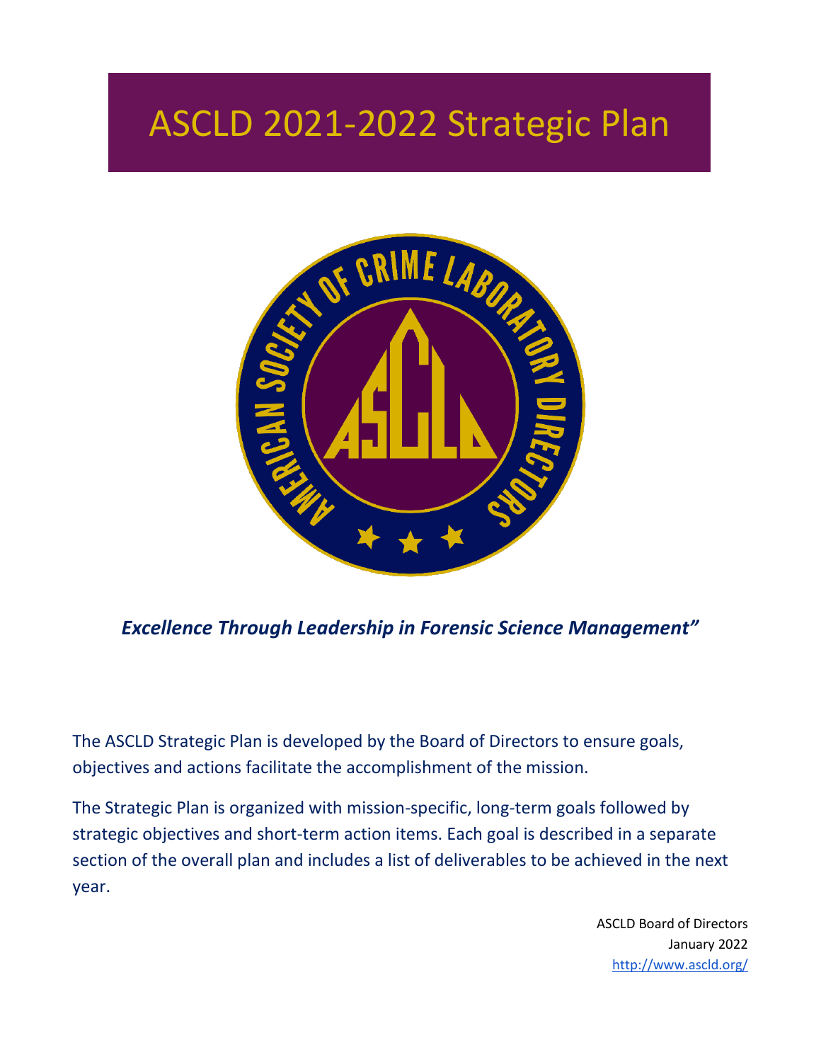# ASCLD 2021-2022 Strategic Plan

***Excellence Through Leadership in Forensic Science Management"***

The ASCLD Strategic Plan is developed by the Board of Directors to ensure goals, objectives and actions facilitate the accomplishment of the mission.

The Strategic Plan is organized with mission-specific, long-term goals followed by strategic objectives and short-term action items. Each goal is described in a separate section of the overall plan and includes a list of deliverables to be achieved in the next year.

ASCLD Board of Directors
January 2022
http://www.ascld.org/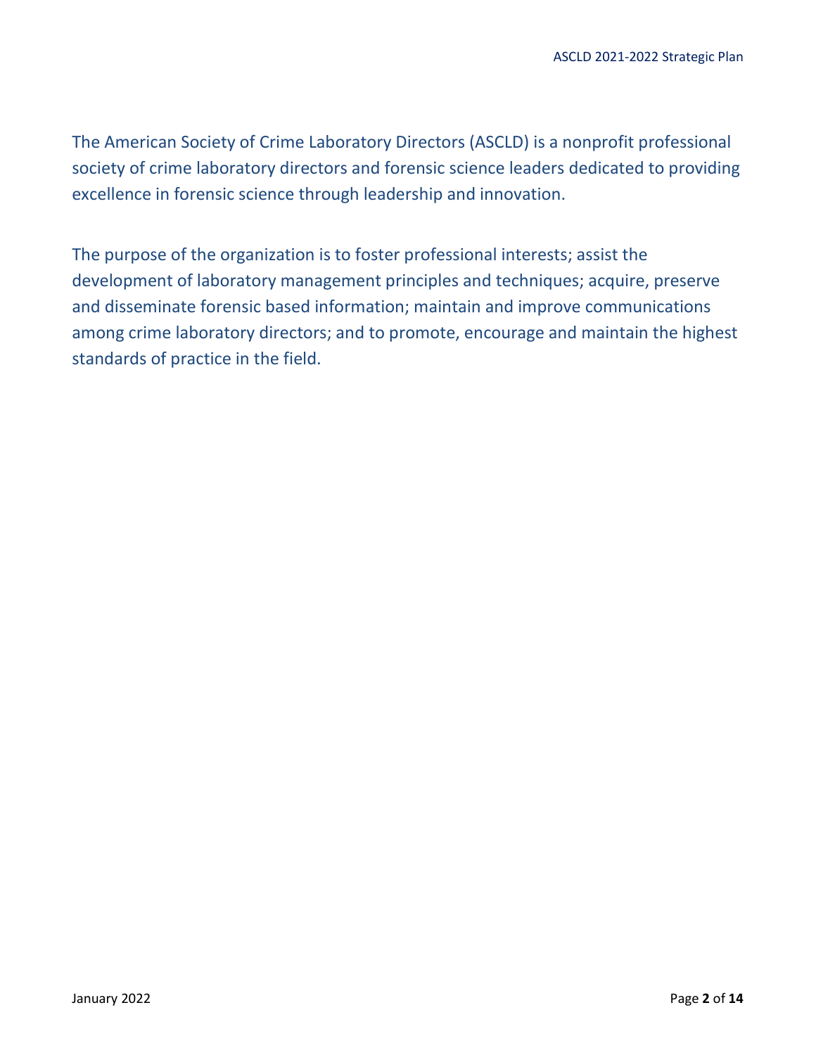The American Society of Crime Laboratory Directors (ASCLD) is a nonprofit professional society of crime laboratory directors and forensic science leaders dedicated to providing excellence in forensic science through leadership and innovation.

The purpose of the organization is to foster professional interests; assist the development of laboratory management principles and techniques; acquire, preserve and disseminate forensic based information; maintain and improve communications among crime laboratory directors; and to promote, encourage and maintain the highest standards of practice in the field.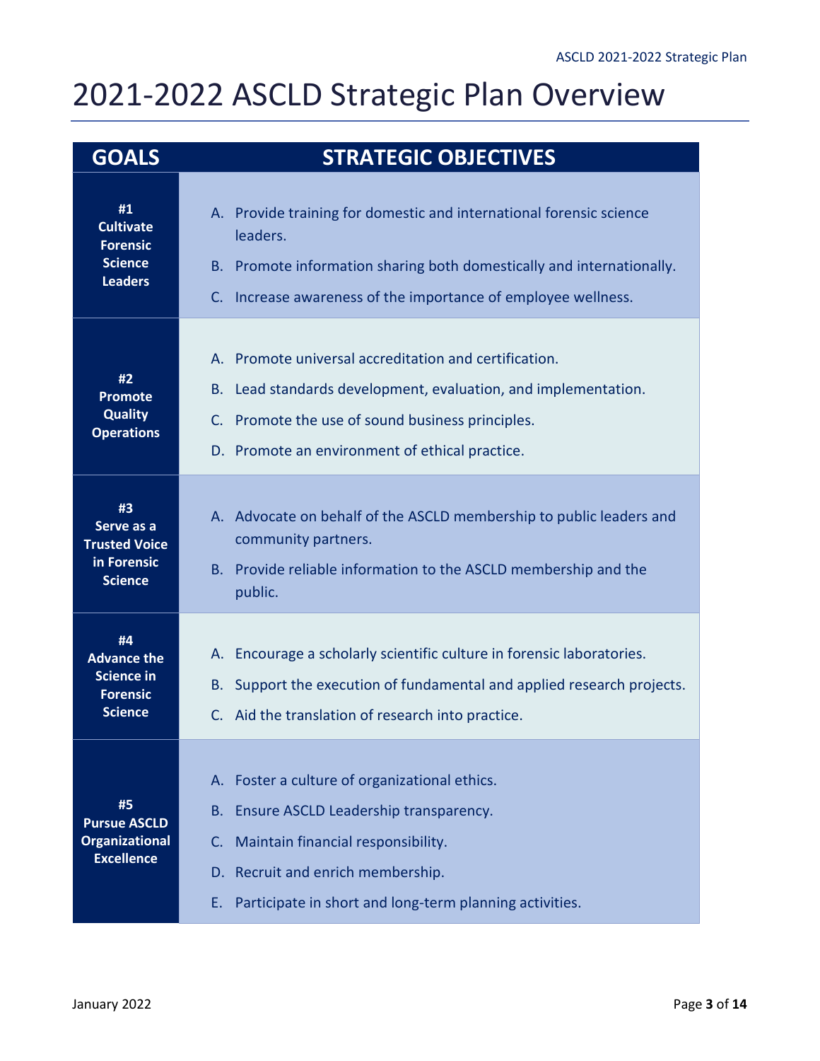# 2021-2022 ASCLD Strategic Plan Overview

| GOALS | STRATEGIC OBJECTIVES |
|---|---|
| **#1 Cultivate Forensic Science Leaders** | A. Provide training for domestic and international forensic science leaders.<br>B. Promote information sharing both domestically and internationally.<br>C. Increase awareness of the importance of employee wellness. |
| **#2 Promote Quality Operations** | A. Promote universal accreditation and certification.<br>B. Lead standards development, evaluation, and implementation.<br>C. Promote the use of sound business principles.<br>D. Promote an environment of ethical practice. |
| **#3 Serve as a Trusted Voice in Forensic Science** | A. Advocate on behalf of the ASCLD membership to public leaders and community partners.<br>B. Provide reliable information to the ASCLD membership and the public. |
| **#4 Advance the Science in Forensic Science** | A. Encourage a scholarly scientific culture in forensic laboratories.<br>B. Support the execution of fundamental and applied research projects.<br>C. Aid the translation of research into practice. |
| **#5 Pursue ASCLD Organizational Excellence** | A. Foster a culture of organizational ethics.<br>B. Ensure ASCLD Leadership transparency.<br>C. Maintain financial responsibility.<br>D. Recruit and enrich membership.<br>E. Participate in short and long-term planning activities. |

January 2022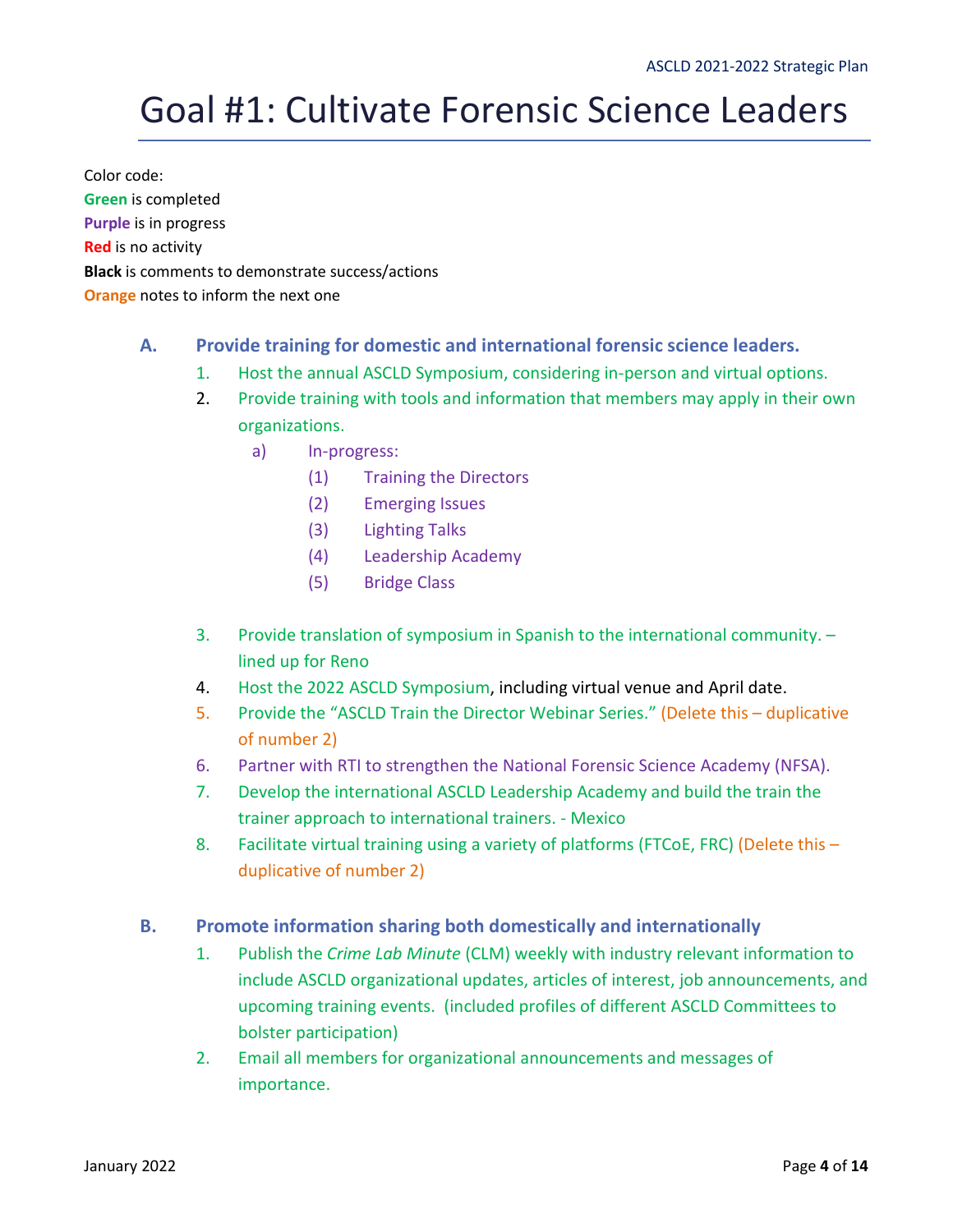# Goal #1: Cultivate Forensic Science Leaders

Color code:
**Green** is completed
**Purple** is in progress
**Red** is no activity
**Black** is comments to demonstrate success/actions
**Orange** notes to inform the next one

### A. Provide training for domestic and international forensic science leaders.

1. Host the annual ASCLD Symposium, considering in-person and virtual options.
2. Provide training with tools and information that members may apply in their own organizations.
    a) In-progress:
        (1) Training the Directors
        (2) Emerging Issues
        (3) Lighting Talks
        (4) Leadership Academy
        (5) Bridge Class
3. Provide translation of symposium in Spanish to the international community. – lined up for Reno
4. Host the 2022 ASCLD Symposium, including virtual venue and April date.
5. Provide the "ASCLD Train the Director Webinar Series." (Delete this – duplicative of number 2)
6. Partner with RTI to strengthen the National Forensic Science Academy (NFSA).
7. Develop the international ASCLD Leadership Academy and build the train the trainer approach to international trainers. - Mexico
8. Facilitate virtual training using a variety of platforms (FTCoE, FRC) (Delete this – duplicative of number 2)

### B. Promote information sharing both domestically and internationally

1. Publish the *Crime Lab Minute* (CLM) weekly with industry relevant information to include ASCLD organizational updates, articles of interest, job announcements, and upcoming training events. (included profiles of different ASCLD Committees to bolster participation)
2. Email all members for organizational announcements and messages of importance.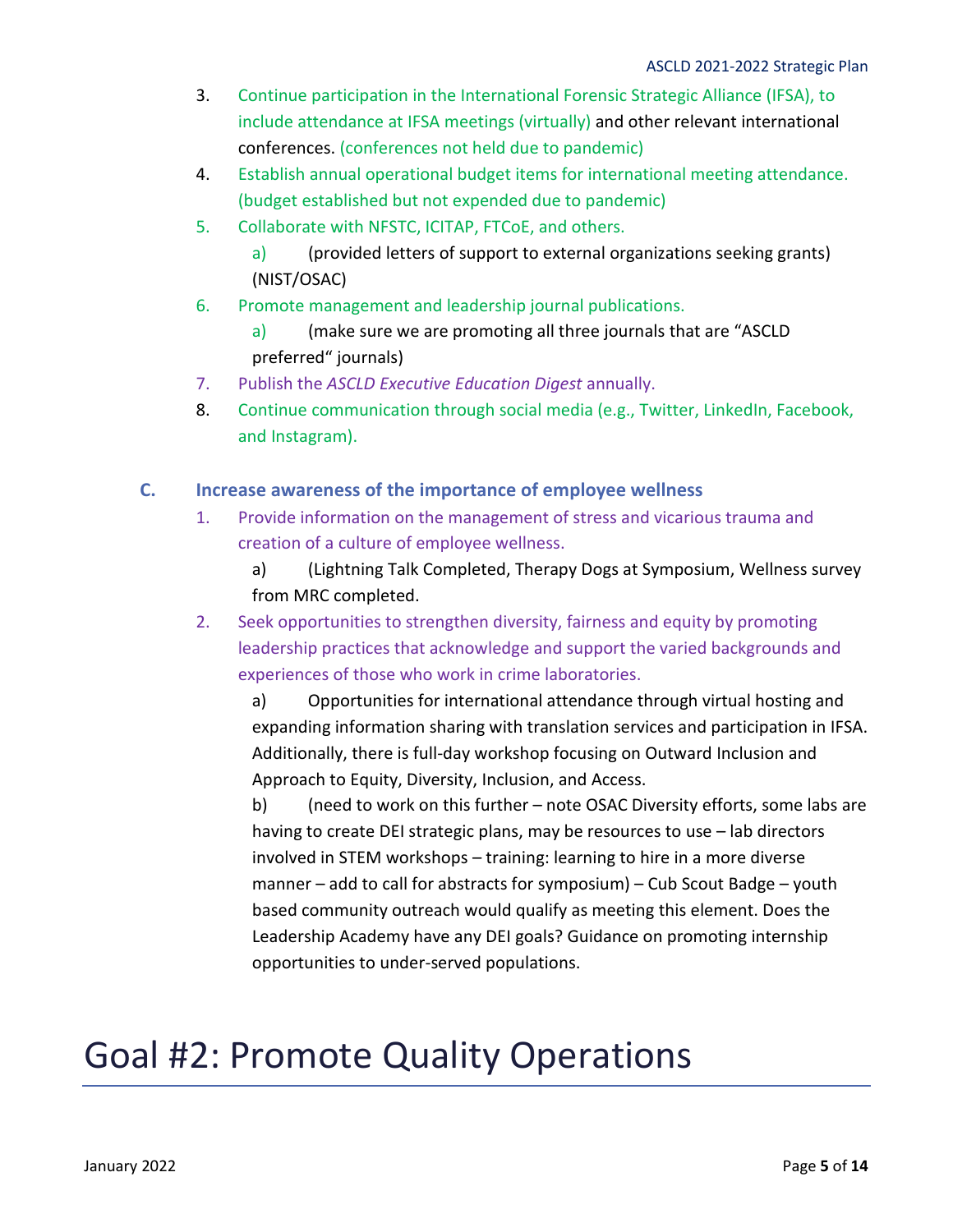3. Continue participation in the International Forensic Strategic Alliance (IFSA), to include attendance at IFSA meetings (virtually) and other relevant international conferences. (conferences not held due to pandemic)
4. Establish annual operational budget items for international meeting attendance. (budget established but not expended due to pandemic)
5. Collaborate with NFSTC, ICITAP, FTCoE, and others.
   a) (provided letters of support to external organizations seeking grants) (NIST/OSAC)
6. Promote management and leadership journal publications.
   a) (make sure we are promoting all three journals that are "ASCLD preferred" journals)
7. Publish the *ASCLD Executive Education Digest* annually.
8. Continue communication through social media (e.g., Twitter, LinkedIn, Facebook, and Instagram).

### C. Increase awareness of the importance of employee wellness

1. Provide information on the management of stress and vicarious trauma and creation of a culture of employee wellness.
   a) (Lightning Talk Completed, Therapy Dogs at Symposium, Wellness survey from MRC completed.
2. Seek opportunities to strengthen diversity, fairness and equity by promoting leadership practices that acknowledge and support the varied backgrounds and experiences of those who work in crime laboratories.
   a) Opportunities for international attendance through virtual hosting and expanding information sharing with translation services and participation in IFSA. Additionally, there is full-day workshop focusing on Outward Inclusion and Approach to Equity, Diversity, Inclusion, and Access.
   b) (need to work on this further – note OSAC Diversity efforts, some labs are having to create DEI strategic plans, may be resources to use – lab directors involved in STEM workshops – training: learning to hire in a more diverse manner – add to call for abstracts for symposium) – Cub Scout Badge – youth based community outreach would qualify as meeting this element. Does the Leadership Academy have any DEI goals? Guidance on promoting internship opportunities to under-served populations.

# Goal #2: Promote Quality Operations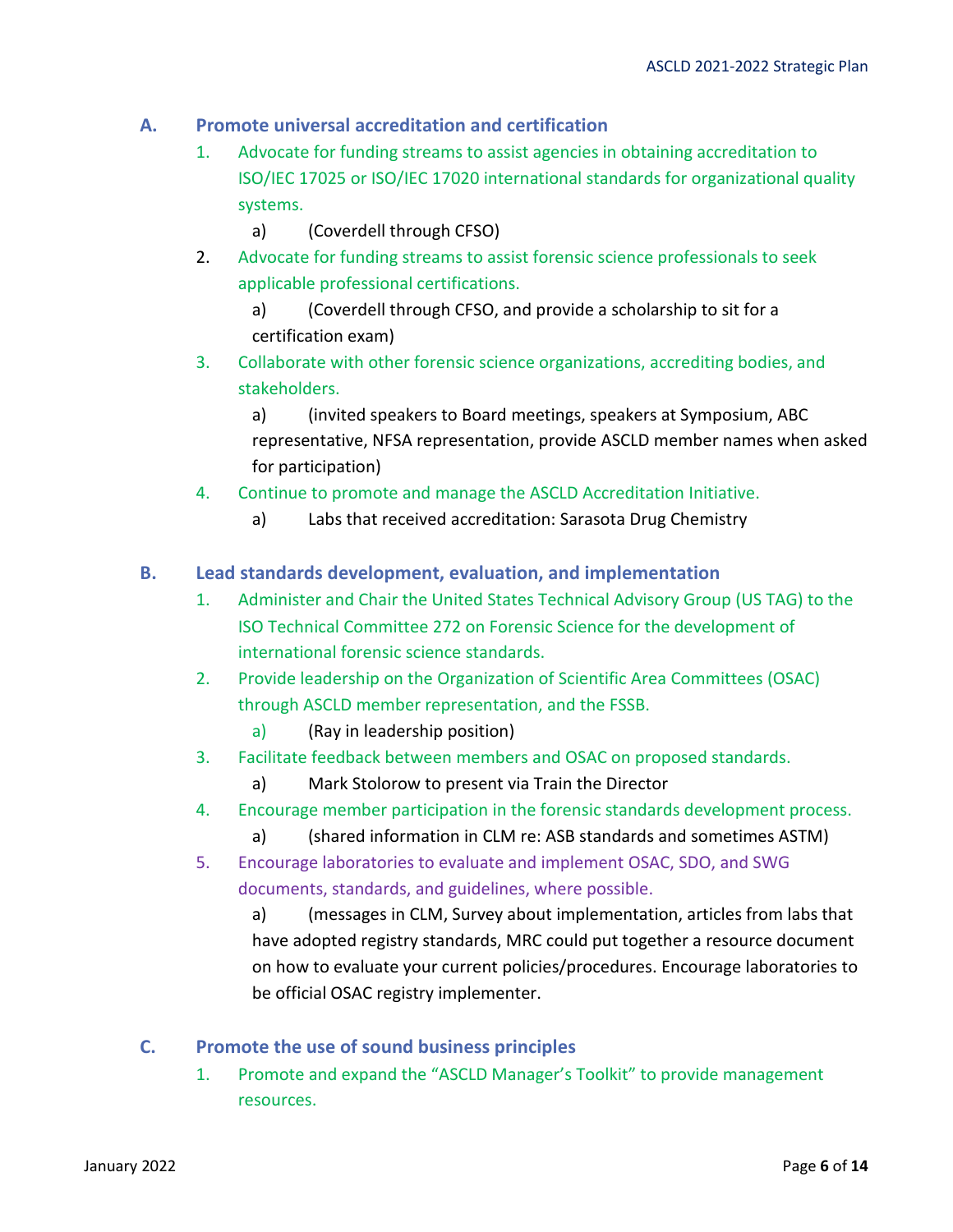### A. Promote universal accreditation and certification

1. Advocate for funding streams to assist agencies in obtaining accreditation to ISO/IEC 17025 or ISO/IEC 17020 international standards for organizational quality systems.
   a) (Coverdell through CFSO)
2. Advocate for funding streams to assist forensic science professionals to seek applicable professional certifications.
   a) (Coverdell through CFSO, and provide a scholarship to sit for a certification exam)
3. Collaborate with other forensic science organizations, accrediting bodies, and stakeholders.
   a) (invited speakers to Board meetings, speakers at Symposium, ABC representative, NFSA representation, provide ASCLD member names when asked for participation)
4. Continue to promote and manage the ASCLD Accreditation Initiative.
   a) Labs that received accreditation: Sarasota Drug Chemistry

### B. Lead standards development, evaluation, and implementation

1. Administer and Chair the United States Technical Advisory Group (US TAG) to the ISO Technical Committee 272 on Forensic Science for the development of international forensic science standards.
2. Provide leadership on the Organization of Scientific Area Committees (OSAC) through ASCLD member representation, and the FSSB.
   a) (Ray in leadership position)
3. Facilitate feedback between members and OSAC on proposed standards.
   a) Mark Stolorow to present via Train the Director
4. Encourage member participation in the forensic standards development process.
   a) (shared information in CLM re: ASB standards and sometimes ASTM)
5. Encourage laboratories to evaluate and implement OSAC, SDO, and SWG documents, standards, and guidelines, where possible.
   a) (messages in CLM, Survey about implementation, articles from labs that have adopted registry standards, MRC could put together a resource document on how to evaluate your current policies/procedures. Encourage laboratories to be official OSAC registry implementer.

### C. Promote the use of sound business principles

1. Promote and expand the "ASCLD Manager's Toolkit" to provide management resources.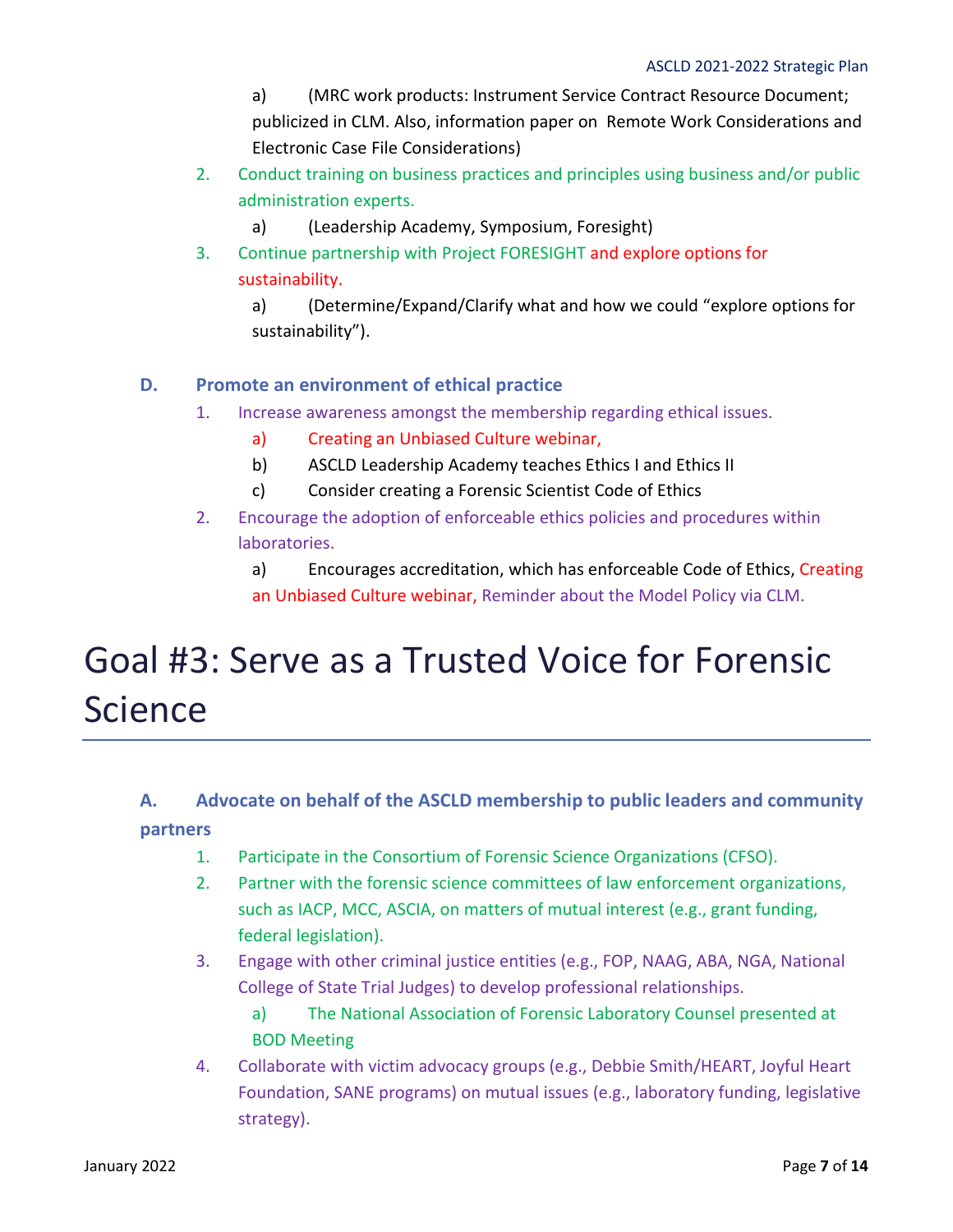a) (MRC work products: Instrument Service Contract Resource Document; publicized in CLM. Also, information paper on Remote Work Considerations and Electronic Case File Considerations)

2. Conduct training on business practices and principles using business and/or public administration experts.
   a) (Leadership Academy, Symposium, Foresight)
3. Continue partnership with Project FORESIGHT and explore options for sustainability.
   a) (Determine/Expand/Clarify what and how we could "explore options for sustainability").

### D. Promote an environment of ethical practice

1. Increase awareness amongst the membership regarding ethical issues.
   a) Creating an Unbiased Culture webinar,
   b) ASCLD Leadership Academy teaches Ethics I and Ethics II
   c) Consider creating a Forensic Scientist Code of Ethics
2. Encourage the adoption of enforceable ethics policies and procedures within laboratories.
   a) Encourages accreditation, which has enforceable Code of Ethics, Creating an Unbiased Culture webinar, Reminder about the Model Policy via CLM.

# Goal #3: Serve as a Trusted Voice for Forensic Science

### A. Advocate on behalf of the ASCLD membership to public leaders and community partners

1. Participate in the Consortium of Forensic Science Organizations (CFSO).
2. Partner with the forensic science committees of law enforcement organizations, such as IACP, MCC, ASCIA, on matters of mutual interest (e.g., grant funding, federal legislation).
3. Engage with other criminal justice entities (e.g., FOP, NAAG, ABA, NGA, National College of State Trial Judges) to develop professional relationships.
   a) The National Association of Forensic Laboratory Counsel presented at BOD Meeting
4. Collaborate with victim advocacy groups (e.g., Debbie Smith/HEART, Joyful Heart Foundation, SANE programs) on mutual issues (e.g., laboratory funding, legislative strategy).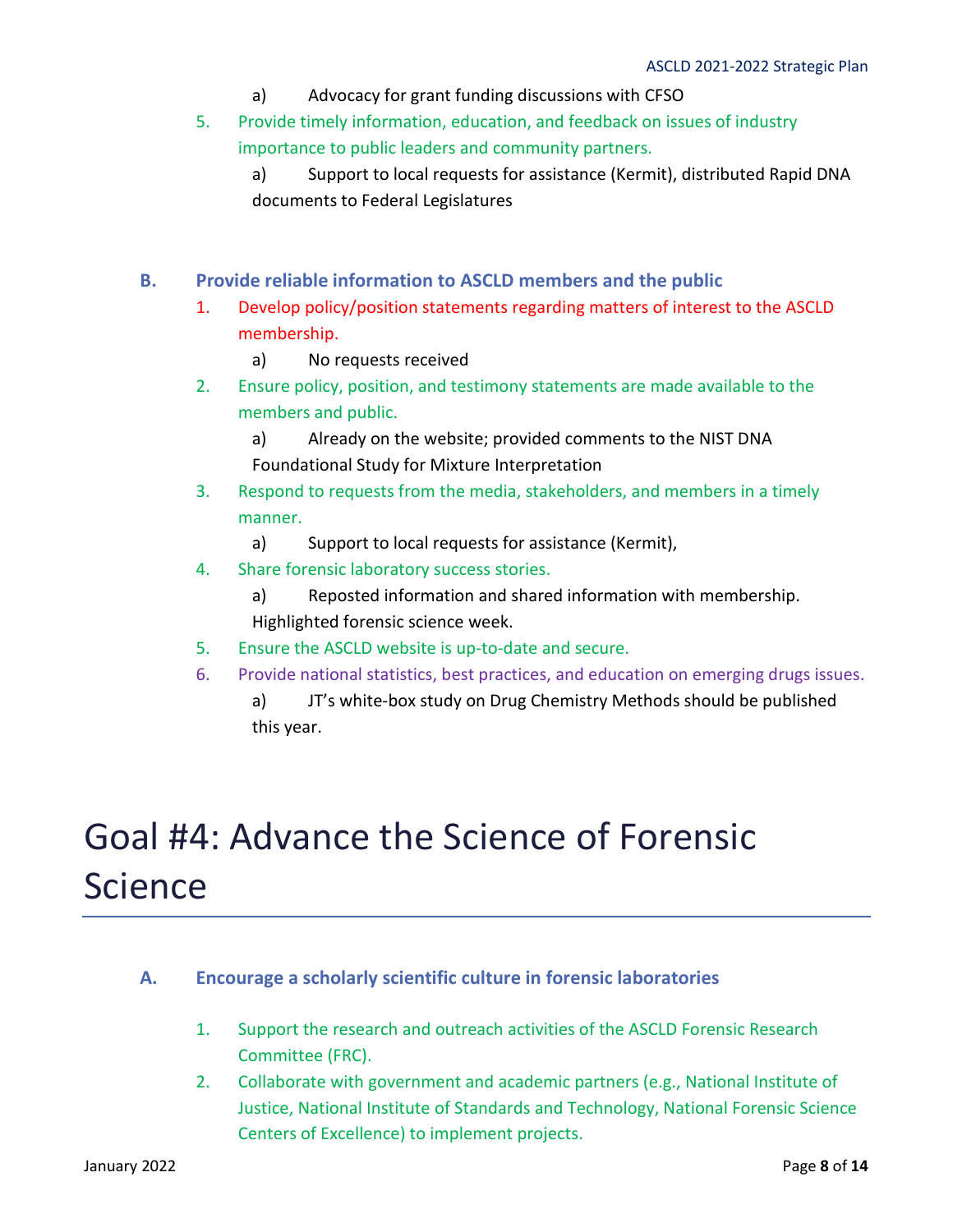a) Advocacy for grant funding discussions with CFSO

5. Provide timely information, education, and feedback on issues of industry importance to public leaders and community partners.
   a) Support to local requests for assistance (Kermit), distributed Rapid DNA documents to Federal Legislatures

### B. Provide reliable information to ASCLD members and the public

1. Develop policy/position statements regarding matters of interest to the ASCLD membership.
   a) No requests received
2. Ensure policy, position, and testimony statements are made available to the members and public.
   a) Already on the website; provided comments to the NIST DNA Foundational Study for Mixture Interpretation
3. Respond to requests from the media, stakeholders, and members in a timely manner.
   a) Support to local requests for assistance (Kermit),
4. Share forensic laboratory success stories.
   a) Reposted information and shared information with membership. Highlighted forensic science week.
5. Ensure the ASCLD website is up-to-date and secure.
6. Provide national statistics, best practices, and education on emerging drugs issues.
   a) JT's white-box study on Drug Chemistry Methods should be published this year.

# Goal #4: Advance the Science of Forensic Science

### A. Encourage a scholarly scientific culture in forensic laboratories

1. Support the research and outreach activities of the ASCLD Forensic Research Committee (FRC).
2. Collaborate with government and academic partners (e.g., National Institute of Justice, National Institute of Standards and Technology, National Forensic Science Centers of Excellence) to implement projects.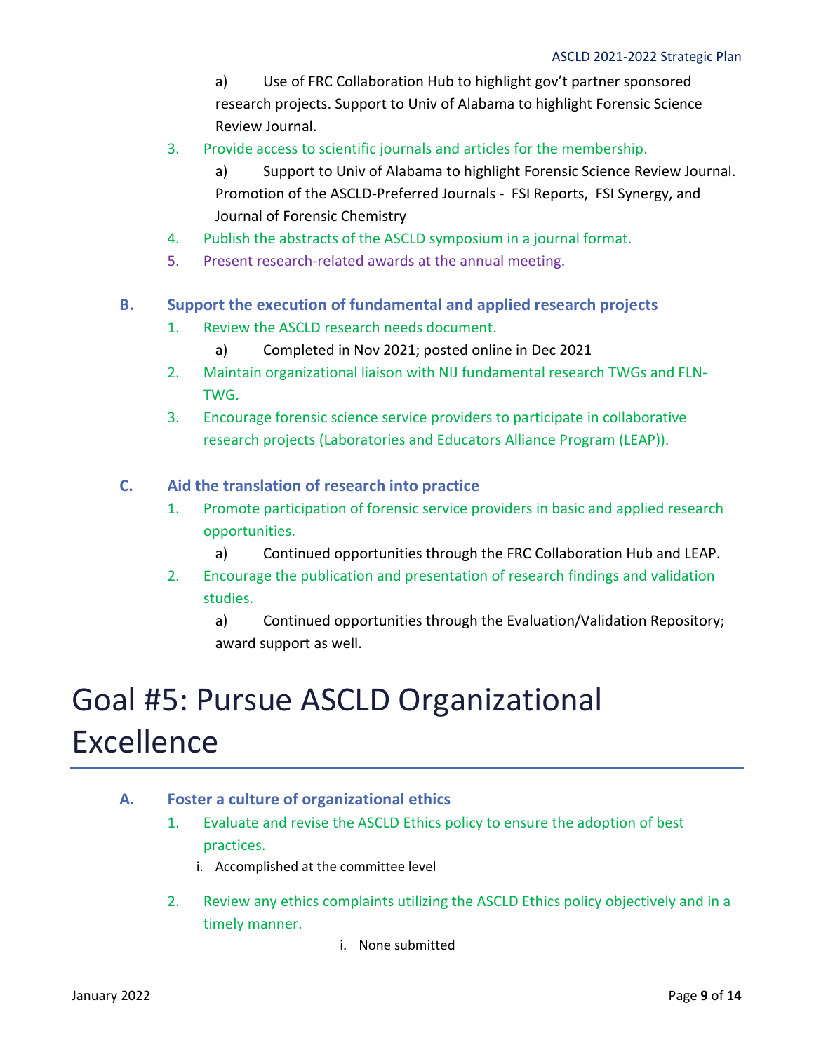a) Use of FRC Collaboration Hub to highlight gov't partner sponsored research projects. Support to Univ of Alabama to highlight Forensic Science Review Journal.

3. Provide access to scientific journals and articles for the membership.

   a) Support to Univ of Alabama to highlight Forensic Science Review Journal. Promotion of the ASCLD-Preferred Journals - FSI Reports, FSI Synergy, and Journal of Forensic Chemistry

4. Publish the abstracts of the ASCLD symposium in a journal format.
5. Present research-related awards at the annual meeting.

### B. Support the execution of fundamental and applied research projects

1. Review the ASCLD research needs document.

   a) Completed in Nov 2021; posted online in Dec 2021

2. Maintain organizational liaison with NIJ fundamental research TWGs and FLN-TWG.
3. Encourage forensic science service providers to participate in collaborative research projects (Laboratories and Educators Alliance Program (LEAP)).

### C. Aid the translation of research into practice

1. Promote participation of forensic service providers in basic and applied research opportunities.

   a) Continued opportunities through the FRC Collaboration Hub and LEAP.

2. Encourage the publication and presentation of research findings and validation studies.

   a) Continued opportunities through the Evaluation/Validation Repository; award support as well.

# Goal #5: Pursue ASCLD Organizational Excellence

### A. Foster a culture of organizational ethics

1. Evaluate and revise the ASCLD Ethics policy to ensure the adoption of best practices.

   i. Accomplished at the committee level

2. Review any ethics complaints utilizing the ASCLD Ethics policy objectively and in a timely manner.

   i. None submitted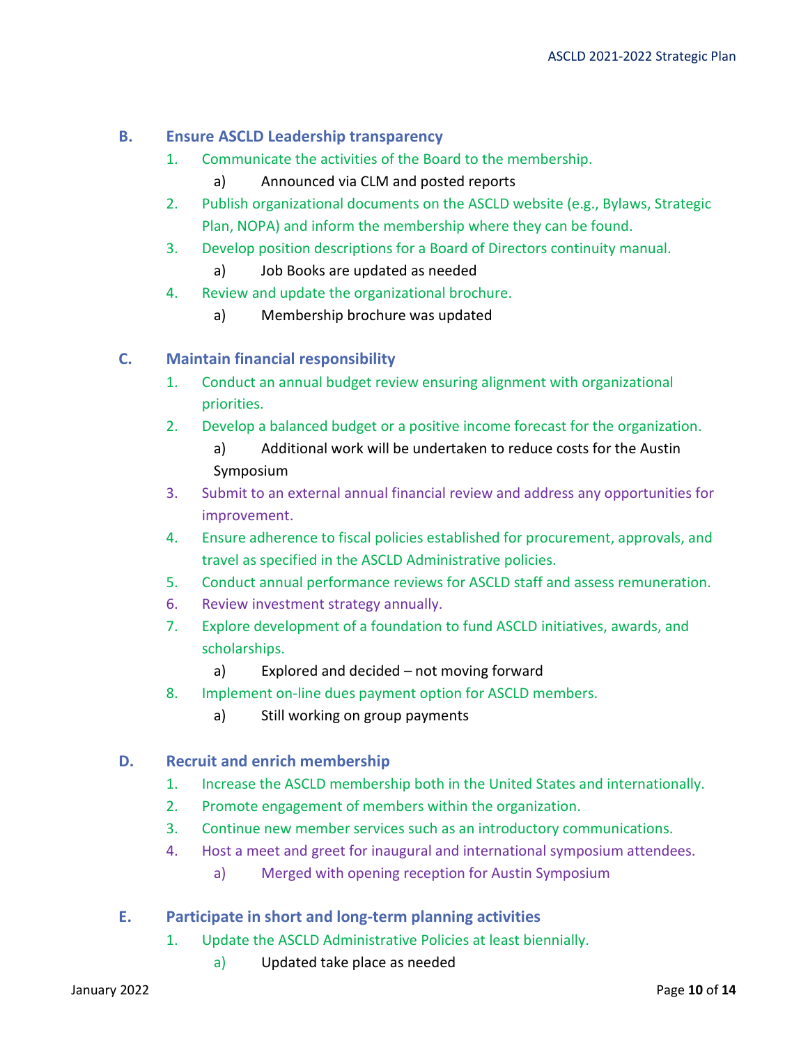### B. Ensure ASCLD Leadership transparency

1. Communicate the activities of the Board to the membership.
   a) Announced via CLM and posted reports
2. Publish organizational documents on the ASCLD website (e.g., Bylaws, Strategic Plan, NOPA) and inform the membership where they can be found.
3. Develop position descriptions for a Board of Directors continuity manual.
   a) Job Books are updated as needed
4. Review and update the organizational brochure.
   a) Membership brochure was updated

### C. Maintain financial responsibility

1. Conduct an annual budget review ensuring alignment with organizational priorities.
2. Develop a balanced budget or a positive income forecast for the organization.
   a) Additional work will be undertaken to reduce costs for the Austin Symposium
3. Submit to an external annual financial review and address any opportunities for improvement.
4. Ensure adherence to fiscal policies established for procurement, approvals, and travel as specified in the ASCLD Administrative policies.
5. Conduct annual performance reviews for ASCLD staff and assess remuneration.
6. Review investment strategy annually.
7. Explore development of a foundation to fund ASCLD initiatives, awards, and scholarships.
   a) Explored and decided – not moving forward
8. Implement on-line dues payment option for ASCLD members.
   a) Still working on group payments

### D. Recruit and enrich membership

1. Increase the ASCLD membership both in the United States and internationally.
2. Promote engagement of members within the organization.
3. Continue new member services such as an introductory communications.
4. Host a meet and greet for inaugural and international symposium attendees.
   a) Merged with opening reception for Austin Symposium

### E. Participate in short and long-term planning activities

1. Update the ASCLD Administrative Policies at least biennially.
   a) Updated take place as needed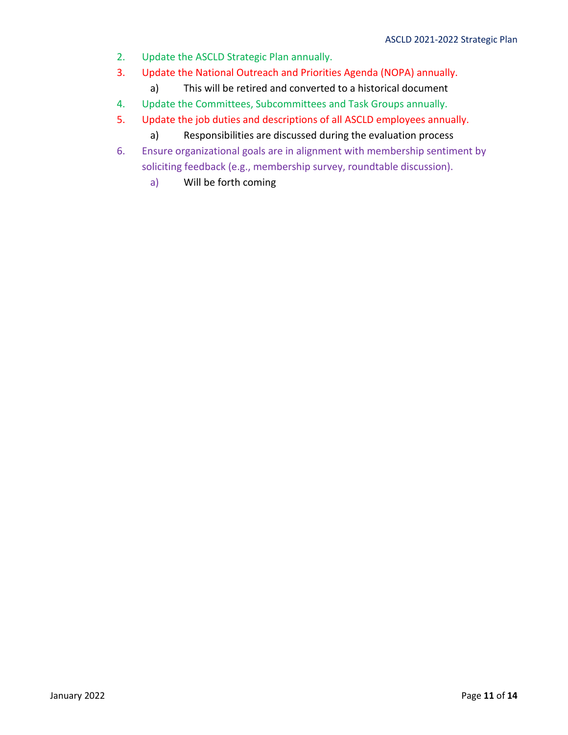2. Update the ASCLD Strategic Plan annually.
3. Update the National Outreach and Priorities Agenda (NOPA) annually.
    a) This will be retired and converted to a historical document
4. Update the Committees, Subcommittees and Task Groups annually.
5. Update the job duties and descriptions of all ASCLD employees annually.
    a) Responsibilities are discussed during the evaluation process
6. Ensure organizational goals are in alignment with membership sentiment by soliciting feedback (e.g., membership survey, roundtable discussion).
    a) Will be forth coming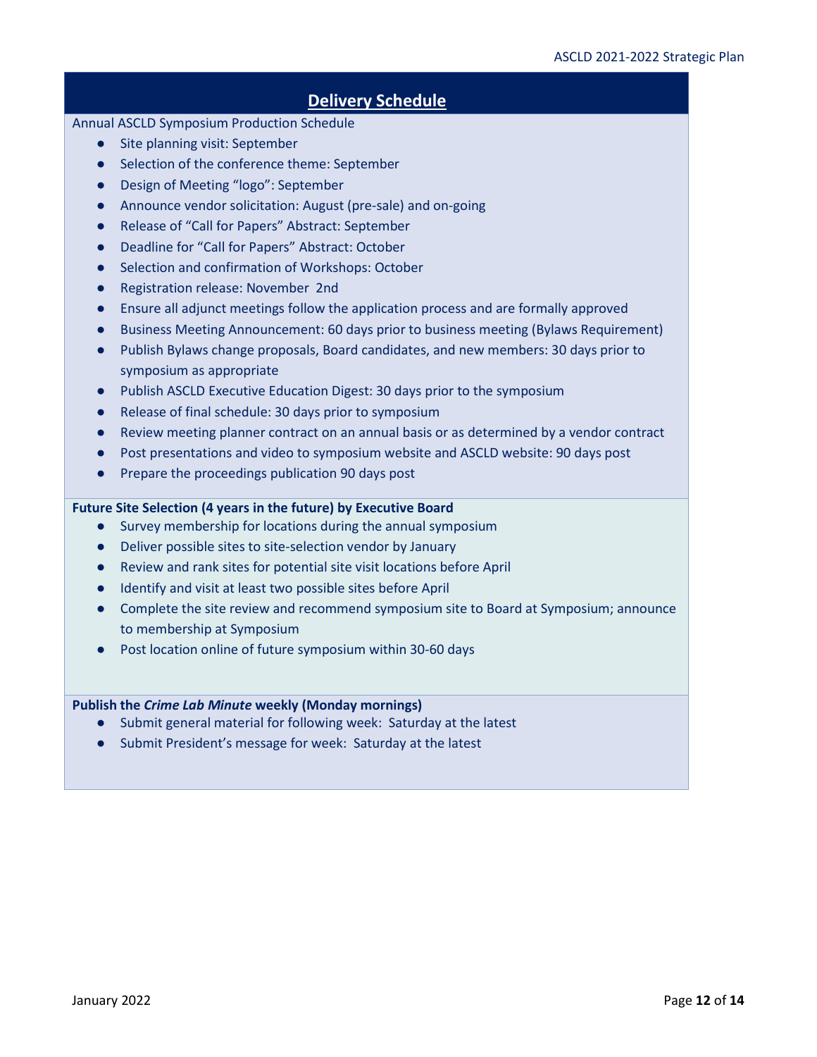## Delivery Schedule

Annual ASCLD Symposium Production Schedule

- Site planning visit: September
- Selection of the conference theme: September
- Design of Meeting "logo": September
- Announce vendor solicitation: August (pre-sale) and on-going
- Release of "Call for Papers" Abstract: September
- Deadline for "Call for Papers" Abstract: October
- Selection and confirmation of Workshops: October
- Registration release: November 2nd
- Ensure all adjunct meetings follow the application process and are formally approved
- Business Meeting Announcement: 60 days prior to business meeting (Bylaws Requirement)
- Publish Bylaws change proposals, Board candidates, and new members: 30 days prior to symposium as appropriate
- Publish ASCLD Executive Education Digest: 30 days prior to the symposium
- Release of final schedule: 30 days prior to symposium
- Review meeting planner contract on an annual basis or as determined by a vendor contract
- Post presentations and video to symposium website and ASCLD website: 90 days post
- Prepare the proceedings publication 90 days post

**Future Site Selection (4 years in the future) by Executive Board**

- Survey membership for locations during the annual symposium
- Deliver possible sites to site-selection vendor by January
- Review and rank sites for potential site visit locations before April
- Identify and visit at least two possible sites before April
- Complete the site review and recommend symposium site to Board at Symposium; announce to membership at Symposium
- Post location online of future symposium within 30-60 days

**Publish the *Crime Lab Minute* weekly (Monday mornings)**

- Submit general material for following week: Saturday at the latest
- Submit President's message for week: Saturday at the latest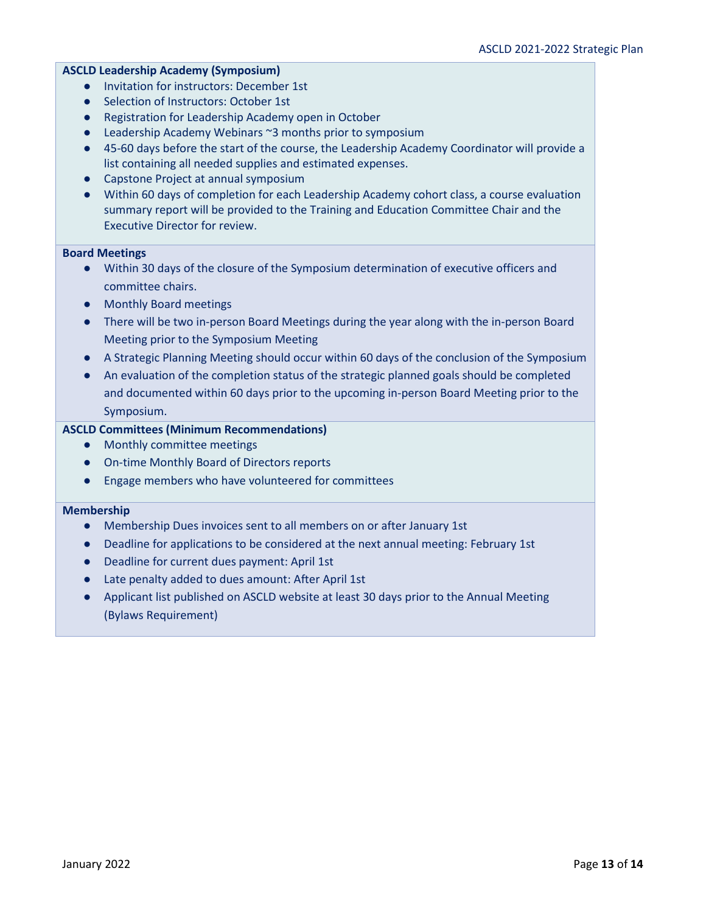**ASCLD Leadership Academy (Symposium)**

- Invitation for instructors: December 1st
- Selection of Instructors: October 1st
- Registration for Leadership Academy open in October
- Leadership Academy Webinars ~3 months prior to symposium
- 45-60 days before the start of the course, the Leadership Academy Coordinator will provide a list containing all needed supplies and estimated expenses.
- Capstone Project at annual symposium
- Within 60 days of completion for each Leadership Academy cohort class, a course evaluation summary report will be provided to the Training and Education Committee Chair and the Executive Director for review.

**Board Meetings**

- Within 30 days of the closure of the Symposium determination of executive officers and committee chairs.
- Monthly Board meetings
- There will be two in-person Board Meetings during the year along with the in-person Board Meeting prior to the Symposium Meeting
- A Strategic Planning Meeting should occur within 60 days of the conclusion of the Symposium
- An evaluation of the completion status of the strategic planned goals should be completed and documented within 60 days prior to the upcoming in-person Board Meeting prior to the Symposium.

**ASCLD Committees (Minimum Recommendations)**

- Monthly committee meetings
- On-time Monthly Board of Directors reports
- Engage members who have volunteered for committees

**Membership**

- Membership Dues invoices sent to all members on or after January 1st
- Deadline for applications to be considered at the next annual meeting: February 1st
- Deadline for current dues payment: April 1st
- Late penalty added to dues amount: After April 1st
- Applicant list published on ASCLD website at least 30 days prior to the Annual Meeting (Bylaws Requirement)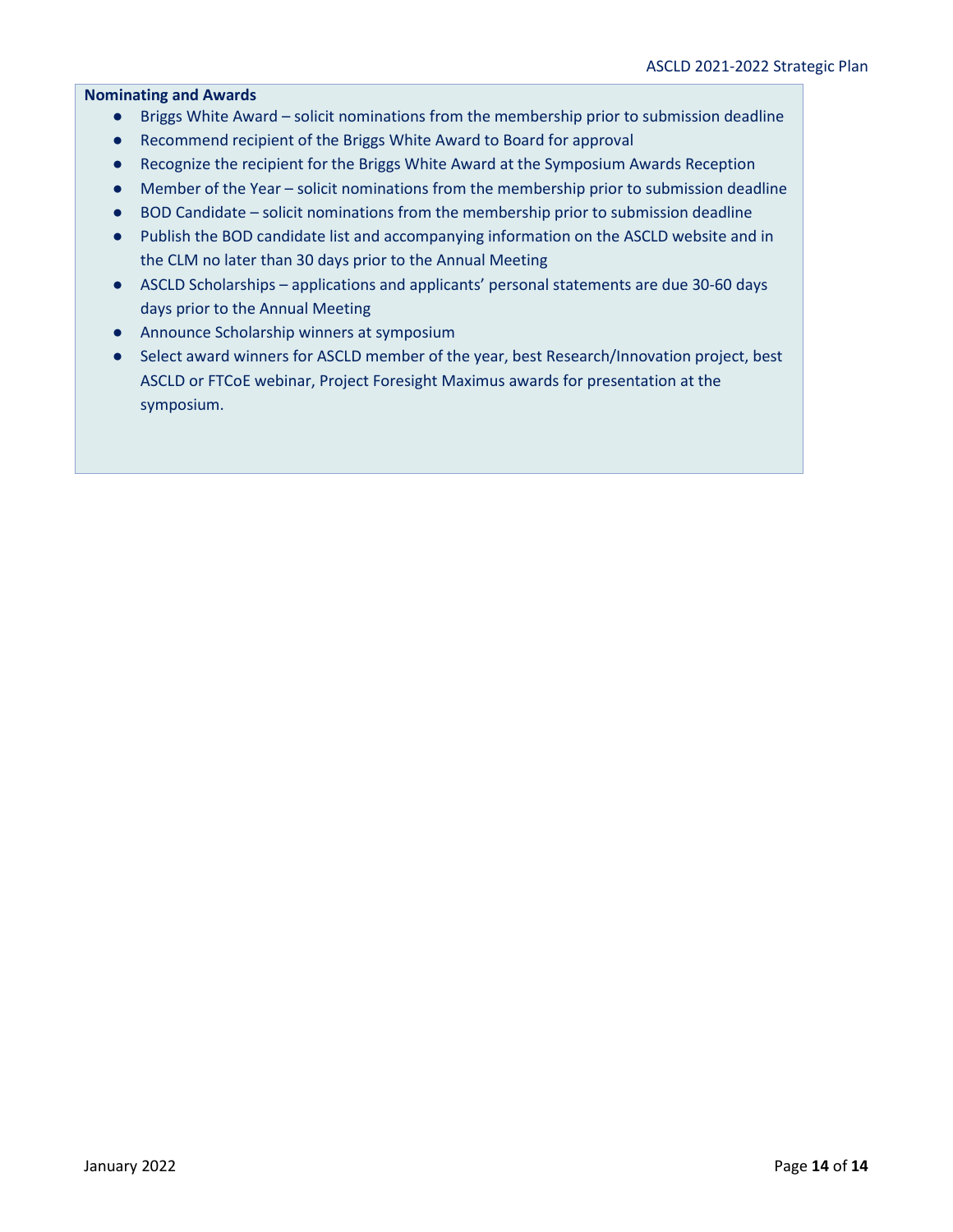**Nominating and Awards**

- Briggs White Award – solicit nominations from the membership prior to submission deadline
- Recommend recipient of the Briggs White Award to Board for approval
- Recognize the recipient for the Briggs White Award at the Symposium Awards Reception
- Member of the Year – solicit nominations from the membership prior to submission deadline
- BOD Candidate – solicit nominations from the membership prior to submission deadline
- Publish the BOD candidate list and accompanying information on the ASCLD website and in the CLM no later than 30 days prior to the Annual Meeting
- ASCLD Scholarships – applications and applicants' personal statements are due 30-60 days days prior to the Annual Meeting
- Announce Scholarship winners at symposium
- Select award winners for ASCLD member of the year, best Research/Innovation project, best ASCLD or FTCoE webinar, Project Foresight Maximus awards for presentation at the symposium.